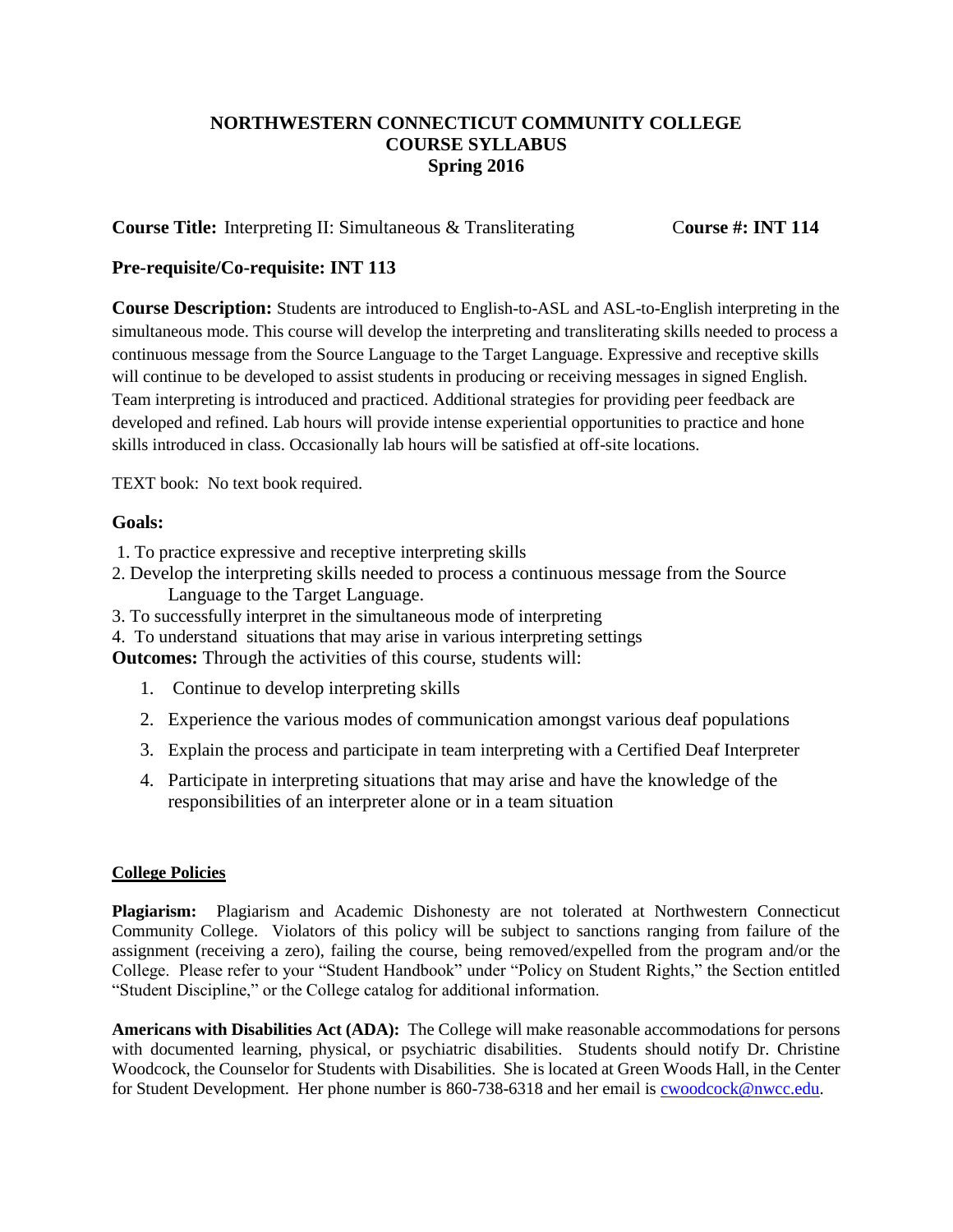# NORTHWESTERN CONNECTICUT COMMUNITY COLLEGE
## COURSE SYLLABUS
## Spring 2016

**Course Title:** Interpreting II: Simultaneous & Transliterating **Course #: INT 114**

**Pre-requisite/Co-requisite: INT 113**

**Course Description:** Students are introduced to English-to-ASL and ASL-to-English interpreting in the simultaneous mode. This course will develop the interpreting and transliterating skills needed to process a continuous message from the Source Language to the Target Language. Expressive and receptive skills will continue to be developed to assist students in producing or receiving messages in signed English. Team interpreting is introduced and practiced. Additional strategies for providing peer feedback are developed and refined. Lab hours will provide intense experiential opportunities to practice and hone skills introduced in class. Occasionally lab hours will be satisfied at off-site locations.

TEXT book: No text book required.

**Goals:**

1. To practice expressive and receptive interpreting skills
2. Develop the interpreting skills needed to process a continuous message from the Source Language to the Target Language.
3. To successfully interpret in the simultaneous mode of interpreting
4. To understand situations that may arise in various interpreting settings

**Outcomes:** Through the activities of this course, students will:

1. Continue to develop interpreting skills
2. Experience the various modes of communication amongst various deaf populations
3. Explain the process and participate in team interpreting with a Certified Deaf Interpreter
4. Participate in interpreting situations that may arise and have the knowledge of the responsibilities of an interpreter alone or in a team situation

**College Policies**

**Plagiarism:** Plagiarism and Academic Dishonesty are not tolerated at Northwestern Connecticut Community College. Violators of this policy will be subject to sanctions ranging from failure of the assignment (receiving a zero), failing the course, being removed/expelled from the program and/or the College. Please refer to your "Student Handbook" under "Policy on Student Rights," the Section entitled "Student Discipline," or the College catalog for additional information.

**Americans with Disabilities Act (ADA):** The College will make reasonable accommodations for persons with documented learning, physical, or psychiatric disabilities. Students should notify Dr. Christine Woodcock, the Counselor for Students with Disabilities. She is located at Green Woods Hall, in the Center for Student Development. Her phone number is 860-738-6318 and her email is cwoodcock@nwcc.edu.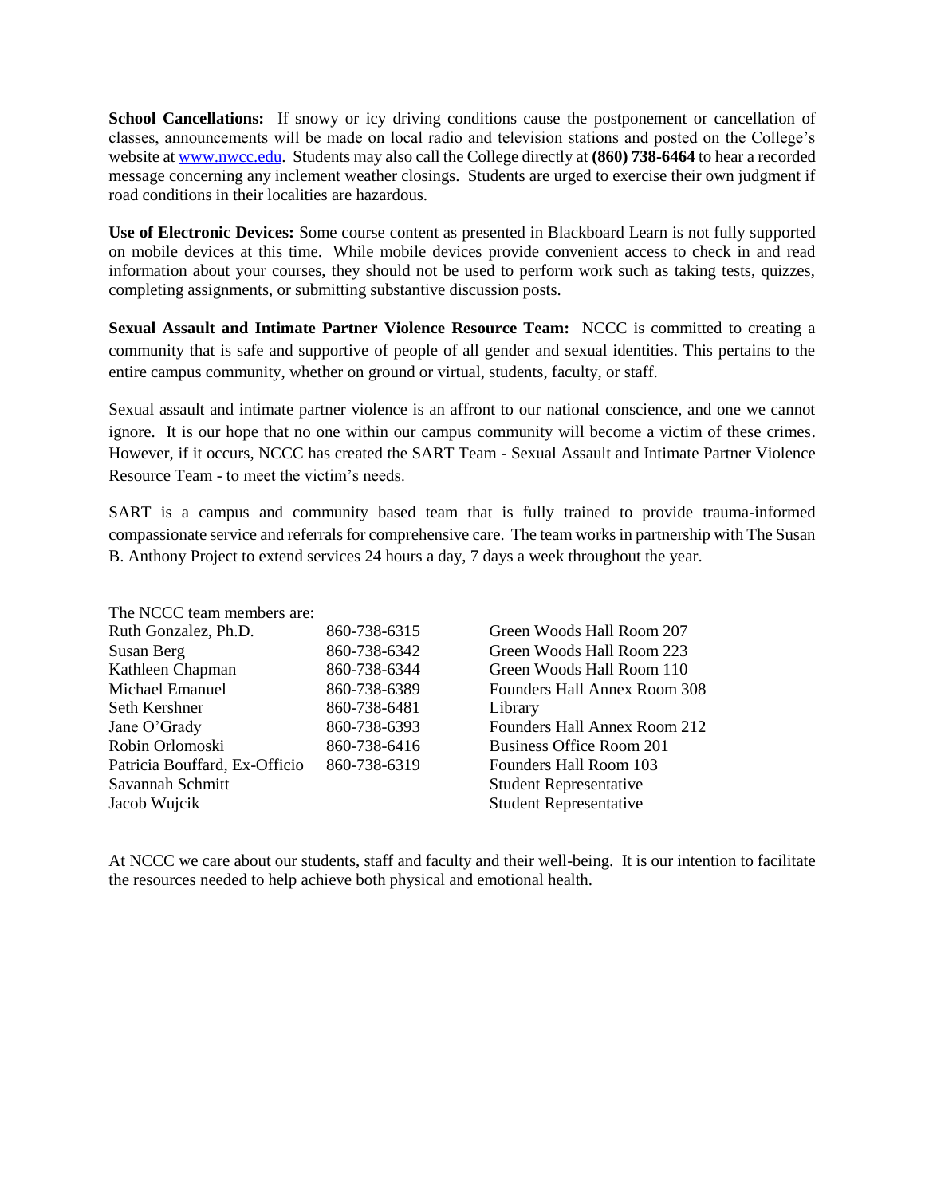**School Cancellations:** If snowy or icy driving conditions cause the postponement or cancellation of classes, announcements will be made on local radio and television stations and posted on the College's website at [www.nwcc.edu](www.nwcc.edu). Students may also call the College directly at **(860) 738-6464** to hear a recorded message concerning any inclement weather closings. Students are urged to exercise their own judgment if road conditions in their localities are hazardous.

**Use of Electronic Devices:** Some course content as presented in Blackboard Learn is not fully supported on mobile devices at this time. While mobile devices provide convenient access to check in and read information about your courses, they should not be used to perform work such as taking tests, quizzes, completing assignments, or submitting substantive discussion posts.

**Sexual Assault and Intimate Partner Violence Resource Team:** NCCC is committed to creating a community that is safe and supportive of people of all gender and sexual identities. This pertains to the entire campus community, whether on ground or virtual, students, faculty, or staff.

Sexual assault and intimate partner violence is an affront to our national conscience, and one we cannot ignore. It is our hope that no one within our campus community will become a victim of these crimes. However, if it occurs, NCCC has created the SART Team - Sexual Assault and Intimate Partner Violence Resource Team - to meet the victim's needs.

SART is a campus and community based team that is fully trained to provide trauma-informed compassionate service and referrals for comprehensive care. The team works in partnership with The Susan B. Anthony Project to extend services 24 hours a day, 7 days a week throughout the year.

The NCCC team members are:

| | | |
|---|---|---|
| Ruth Gonzalez, Ph.D. | 860-738-6315 | Green Woods Hall Room 207 |
| Susan Berg | 860-738-6342 | Green Woods Hall Room 223 |
| Kathleen Chapman | 860-738-6344 | Green Woods Hall Room 110 |
| Michael Emanuel | 860-738-6389 | Founders Hall Annex Room 308 |
| Seth Kershner | 860-738-6481 | Library |
| Jane O'Grady | 860-738-6393 | Founders Hall Annex Room 212 |
| Robin Orlomoski | 860-738-6416 | Business Office Room 201 |
| Patricia Bouffard, Ex-Officio | 860-738-6319 | Founders Hall Room 103 |
| Savannah Schmitt | | Student Representative |
| Jacob Wujcik | | Student Representative |

At NCCC we care about our students, staff and faculty and their well-being. It is our intention to facilitate the resources needed to help achieve both physical and emotional health.